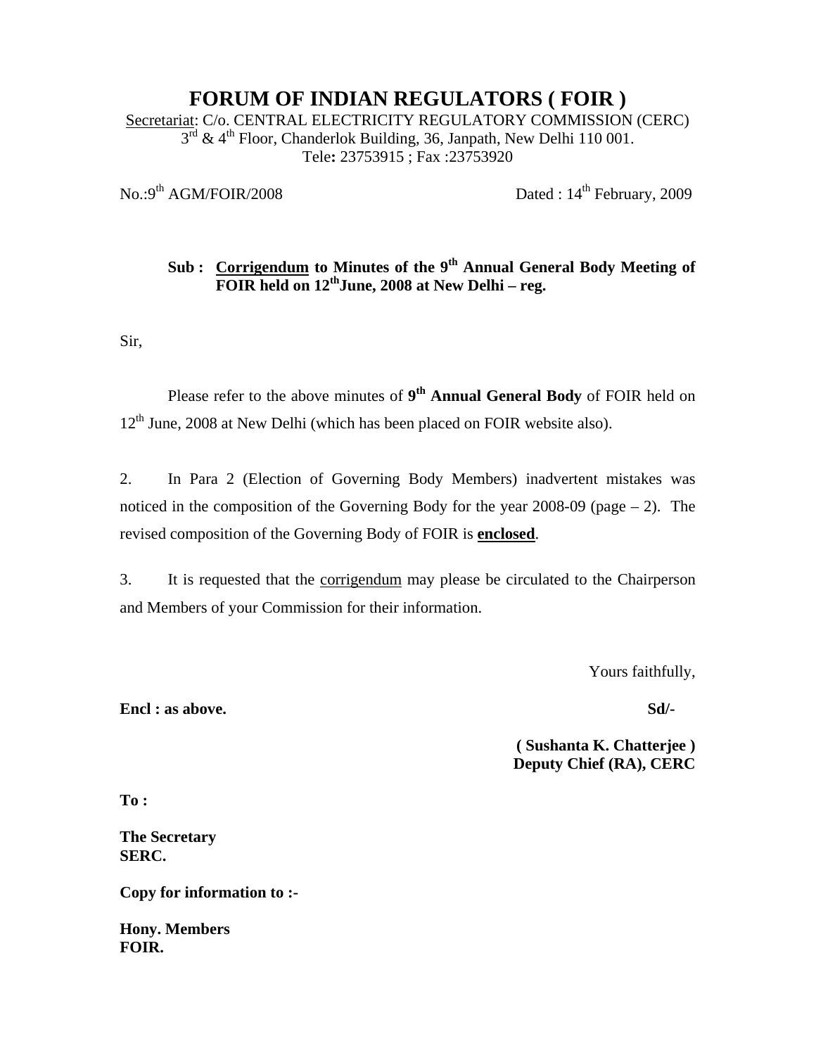# FORUM OF INDIAN REGULATORS ( FOIR )

Secretariat: C/o. CENTRAL ELECTRICITY REGULATORY COMMISSION (CERC)
3rd & 4th Floor, Chanderlok Building, 36, Janpath, New Delhi 110 001.
Tele: 23753915 ; Fax :23753920

No.:9th AGM/FOIR/2008 Dated : 14th February, 2009

**Sub : Corrigendum to Minutes of the 9th Annual General Body Meeting of FOIR held on 12th June, 2008 at New Delhi – reg.**

Sir,

Please refer to the above minutes of **9th Annual General Body** of FOIR held on 12th June, 2008 at New Delhi (which has been placed on FOIR website also).

2. In Para 2 (Election of Governing Body Members) inadvertent mistakes was noticed in the composition of the Governing Body for the year 2008-09 (page – 2). The revised composition of the Governing Body of FOIR is **enclosed**.

3. It is requested that the corrigendum may please be circulated to the Chairperson and Members of your Commission for their information.

Yours faithfully,

**Encl : as above.**

**Sd/-**

**( Sushanta K. Chatterjee )**
**Deputy Chief (RA), CERC**

**To :**

**The Secretary**
**SERC.**

**Copy for information to :-**

**Hony. Members**
**FOIR.**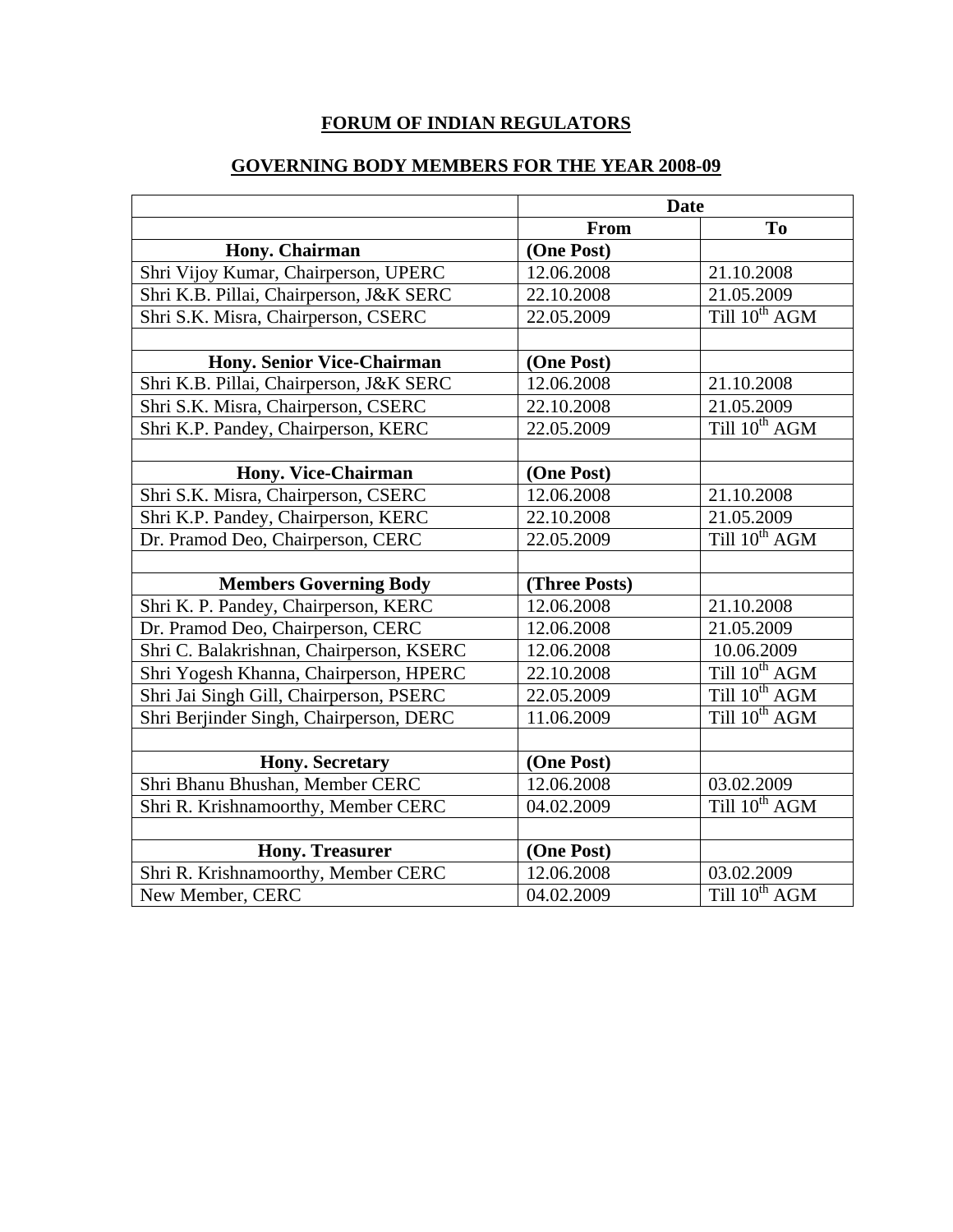# FORUM OF INDIAN REGULATORS

## GOVERNING BODY MEMBERS FOR THE YEAR 2008-09

| | Date | |
|---|---|---|
| | **From** | **To** |
| **Hony. Chairman** | **(One Post)** | |
| Shri Vijoy Kumar, Chairperson, UPERC | 12.06.2008 | 21.10.2008 |
| Shri K.B. Pillai, Chairperson, J&K SERC | 22.10.2008 | 21.05.2009 |
| Shri S.K. Misra, Chairperson, CSERC | 22.05.2009 | Till 10th AGM |
| | | |
| **Hony. Senior Vice-Chairman** | **(One Post)** | |
| Shri K.B. Pillai, Chairperson, J&K SERC | 12.06.2008 | 21.10.2008 |
| Shri S.K. Misra, Chairperson, CSERC | 22.10.2008 | 21.05.2009 |
| Shri K.P. Pandey, Chairperson, KERC | 22.05.2009 | Till 10th AGM |
| | | |
| **Hony. Vice-Chairman** | **(One Post)** | |
| Shri S.K. Misra, Chairperson, CSERC | 12.06.2008 | 21.10.2008 |
| Shri K.P. Pandey, Chairperson, KERC | 22.10.2008 | 21.05.2009 |
| Dr. Pramod Deo, Chairperson, CERC | 22.05.2009 | Till 10th AGM |
| | | |
| **Members Governing Body** | **(Three Posts)** | |
| Shri K. P. Pandey, Chairperson, KERC | 12.06.2008 | 21.10.2008 |
| Dr. Pramod Deo, Chairperson, CERC | 12.06.2008 | 21.05.2009 |
| Shri C. Balakrishnan, Chairperson, KSERC | 12.06.2008 | 10.06.2009 |
| Shri Yogesh Khanna, Chairperson, HPERC | 22.10.2008 | Till 10th AGM |
| Shri Jai Singh Gill, Chairperson, PSERC | 22.05.2009 | Till 10th AGM |
| Shri Berjinder Singh, Chairperson, DERC | 11.06.2009 | Till 10th AGM |
| | | |
| **Hony. Secretary** | **(One Post)** | |
| Shri Bhanu Bhushan, Member CERC | 12.06.2008 | 03.02.2009 |
| Shri R. Krishnamoorthy, Member CERC | 04.02.2009 | Till 10th AGM |
| | | |
| **Hony. Treasurer** | **(One Post)** | |
| Shri R. Krishnamoorthy, Member CERC | 12.06.2008 | 03.02.2009 |
| New Member, CERC | 04.02.2009 | Till 10th AGM |